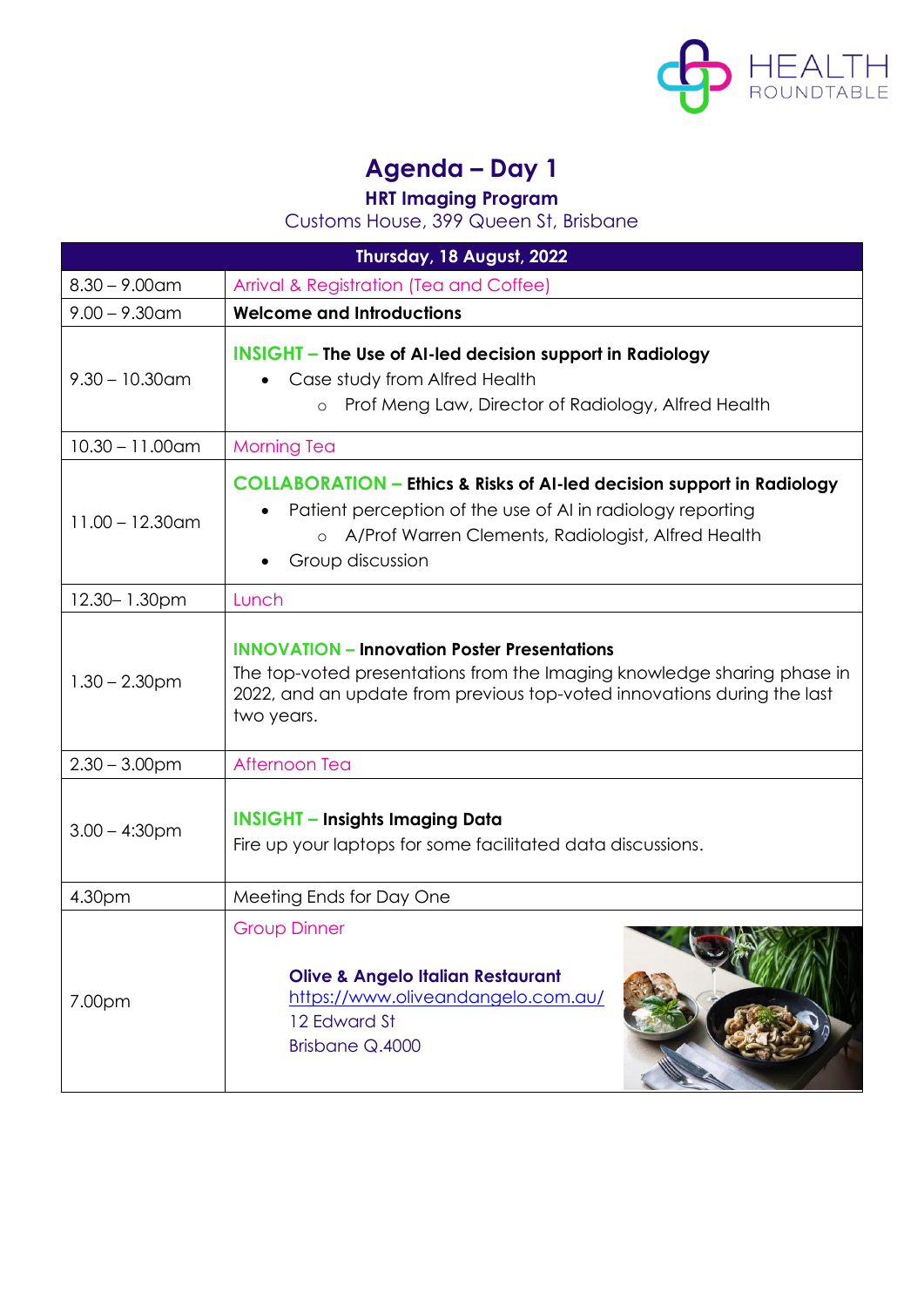# Agenda – Day 1

### HRT Imaging Program

Customs House, 399 Queen St, Brisbane

| Thursday, 18 August, 2022 | |
|---|---|
| 8.30 – 9.00am | Arrival & Registration (Tea and Coffee) |
| 9.00 – 9.30am | **Welcome and Introductions** |
| 9.30 – 10.30am | **INSIGHT – The Use of AI-led decision support in Radiology**<br>• Case study from Alfred Health<br>    ○ Prof Meng Law, Director of Radiology, Alfred Health |
| 10.30 – 11.00am | Morning Tea |
| 11.00 – 12.30am | **COLLABORATION – Ethics & Risks of AI-led decision support in Radiology**<br>• Patient perception of the use of AI in radiology reporting<br>    ○ A/Prof Warren Clements, Radiologist, Alfred Health<br>• Group discussion |
| 12.30– 1.30pm | Lunch |
| 1.30 – 2.30pm | **INNOVATION – Innovation Poster Presentations**<br>The top-voted presentations from the Imaging knowledge sharing phase in 2022, and an update from previous top-voted innovations during the last two years. |
| 2.30 – 3.00pm | Afternoon Tea |
| 3.00 – 4:30pm | **INSIGHT – Insights Imaging Data**<br>Fire up your laptops for some facilitated data discussions. |
| 4.30pm | Meeting Ends for Day One |
| 7.00pm | Group Dinner<br><br>**Olive & Angelo Italian Restaurant**<br>https://www.oliveandangelo.com.au/<br>12 Edward St<br>Brisbane Q.4000 |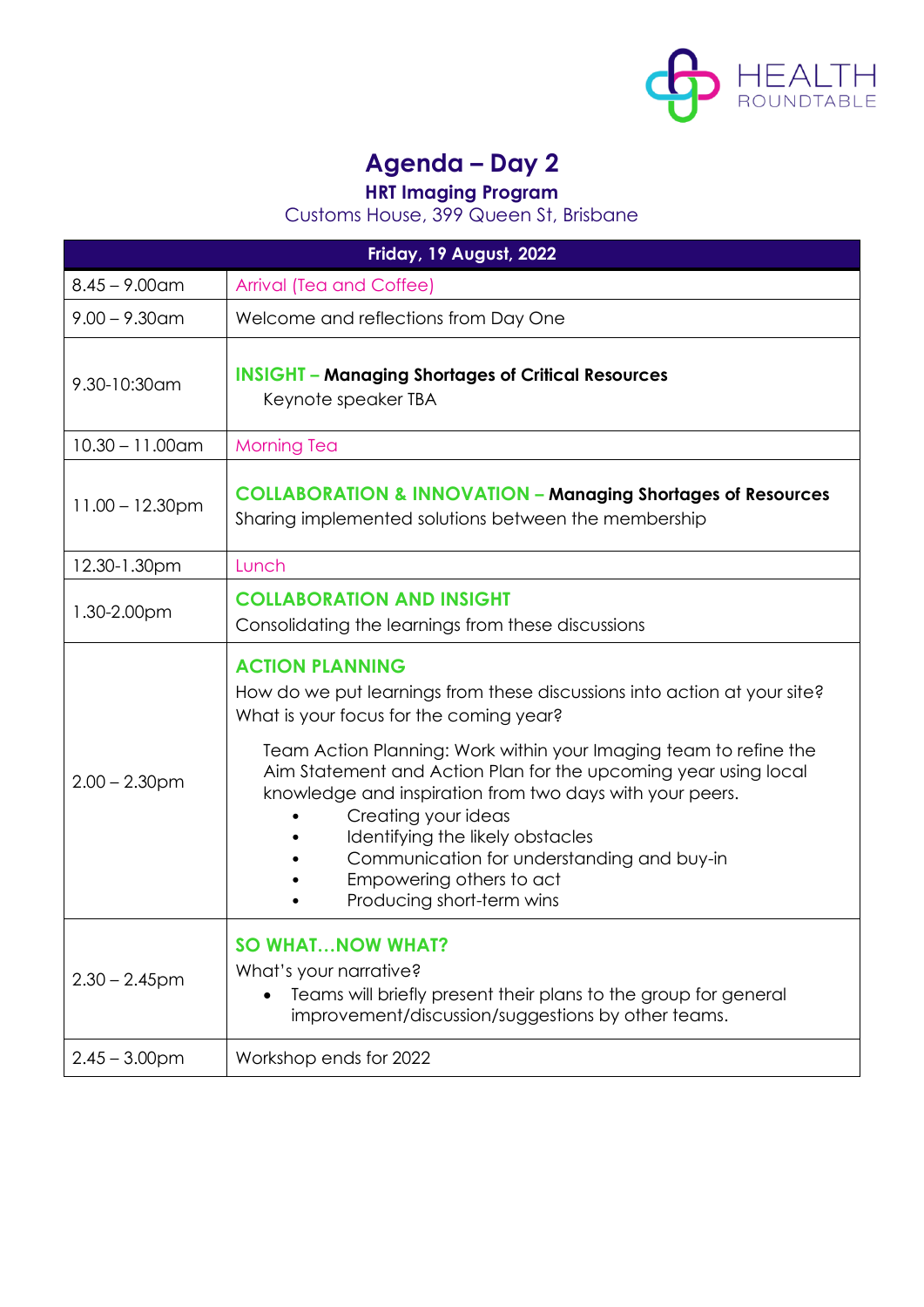# Agenda – Day 2

### HRT Imaging Program

Customs House, 399 Queen St, Brisbane

| Friday, 19 August, 2022 | |
|---|---|
| 8.45 – 9.00am | Arrival (Tea and Coffee) |
| 9.00 – 9.30am | Welcome and reflections from Day One |
| 9.30-10:30am | **INSIGHT – Managing Shortages of Critical Resources**<br>Keynote speaker TBA |
| 10.30 – 11.00am | Morning Tea |
| 11.00 – 12.30pm | **COLLABORATION & INNOVATION – Managing Shortages of Resources**<br>Sharing implemented solutions between the membership |
| 12.30-1.30pm | Lunch |
| 1.30-2.00pm | **COLLABORATION AND INSIGHT**<br>Consolidating the learnings from these discussions |
| 2.00 – 2.30pm | **ACTION PLANNING**<br>How do we put learnings from these discussions into action at your site? What is your focus for the coming year?<br>Team Action Planning: Work within your Imaging team to refine the Aim Statement and Action Plan for the upcoming year using local knowledge and inspiration from two days with your peers.<br>• Creating your ideas<br>• Identifying the likely obstacles<br>• Communication for understanding and buy-in<br>• Empowering others to act<br>• Producing short-term wins |
| 2.30 – 2.45pm | **SO WHAT…NOW WHAT?**<br>What's your narrative?<br>• Teams will briefly present their plans to the group for general improvement/discussion/suggestions by other teams. |
| 2.45 – 3.00pm | Workshop ends for 2022 |